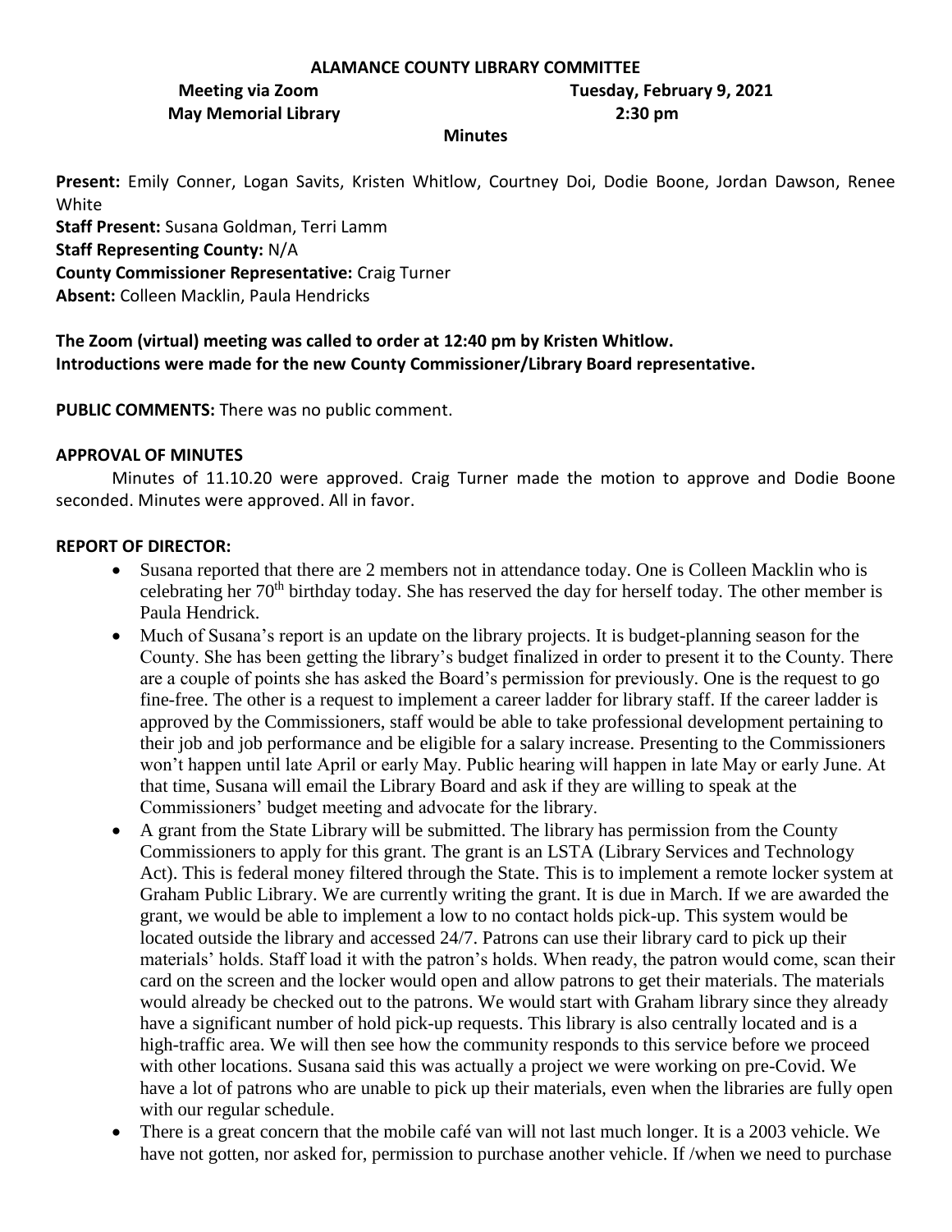**ALAMANCE COUNTY LIBRARY COMMITTEE**

**Meeting via Zoom** **Tuesday, February 9, 2021**

**May Memorial Library** **2:30 pm**

**Minutes**

**Present:** Emily Conner, Logan Savits, Kristen Whitlow, Courtney Doi, Dodie Boone, Jordan Dawson, Renee White

**Staff Present:** Susana Goldman, Terri Lamm

**Staff Representing County:** N/A

**County Commissioner Representative:** Craig Turner

**Absent:** Colleen Macklin, Paula Hendricks

**The Zoom (virtual) meeting was called to order at 12:40 pm by Kristen Whitlow.**
**Introductions were made for the new County Commissioner/Library Board representative.**

**PUBLIC COMMENTS:** There was no public comment.

**APPROVAL OF MINUTES**

Minutes of 11.10.20 were approved. Craig Turner made the motion to approve and Dodie Boone seconded. Minutes were approved. All in favor.

**REPORT OF DIRECTOR:**

- Susana reported that there are 2 members not in attendance today. One is Colleen Macklin who is celebrating her 70th birthday today. She has reserved the day for herself today. The other member is Paula Hendrick.
- Much of Susana's report is an update on the library projects. It is budget-planning season for the County. She has been getting the library's budget finalized in order to present it to the County. There are a couple of points she has asked the Board's permission for previously. One is the request to go fine-free. The other is a request to implement a career ladder for library staff. If the career ladder is approved by the Commissioners, staff would be able to take professional development pertaining to their job and job performance and be eligible for a salary increase. Presenting to the Commissioners won't happen until late April or early May. Public hearing will happen in late May or early June. At that time, Susana will email the Library Board and ask if they are willing to speak at the Commissioners' budget meeting and advocate for the library.
- A grant from the State Library will be submitted. The library has permission from the County Commissioners to apply for this grant. The grant is an LSTA (Library Services and Technology Act). This is federal money filtered through the State. This is to implement a remote locker system at Graham Public Library. We are currently writing the grant. It is due in March. If we are awarded the grant, we would be able to implement a low to no contact holds pick-up. This system would be located outside the library and accessed 24/7. Patrons can use their library card to pick up their materials' holds. Staff load it with the patron's holds. When ready, the patron would come, scan their card on the screen and the locker would open and allow patrons to get their materials. The materials would already be checked out to the patrons. We would start with Graham library since they already have a significant number of hold pick-up requests. This library is also centrally located and is a high-traffic area. We will then see how the community responds to this service before we proceed with other locations. Susana said this was actually a project we were working on pre-Covid. We have a lot of patrons who are unable to pick up their materials, even when the libraries are fully open with our regular schedule.
- There is a great concern that the mobile café van will not last much longer. It is a 2003 vehicle. We have not gotten, nor asked for, permission to purchase another vehicle. If /when we need to purchase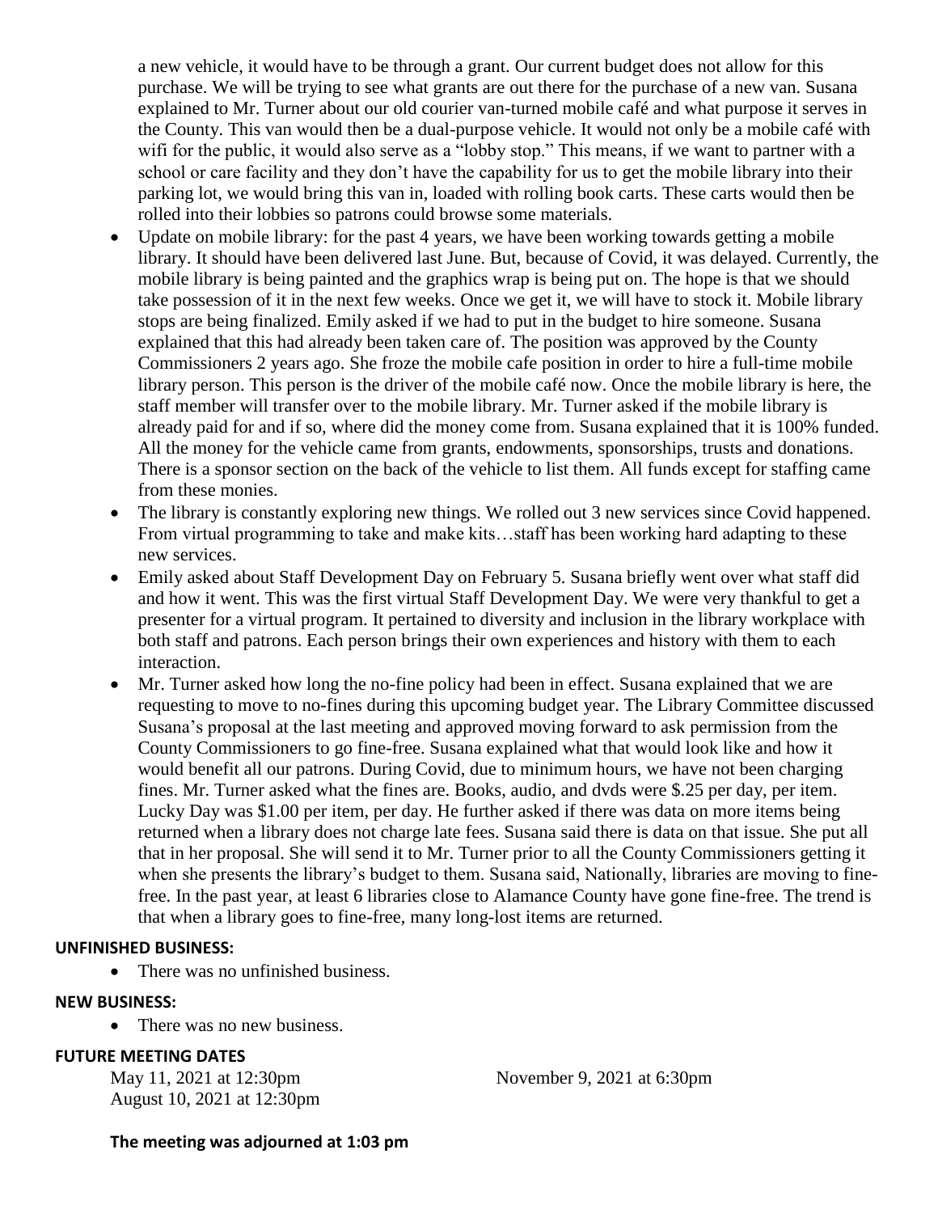a new vehicle, it would have to be through a grant. Our current budget does not allow for this purchase. We will be trying to see what grants are out there for the purchase of a new van. Susana explained to Mr. Turner about our old courier van-turned mobile café and what purpose it serves in the County. This van would then be a dual-purpose vehicle. It would not only be a mobile café with wifi for the public, it would also serve as a "lobby stop." This means, if we want to partner with a school or care facility and they don't have the capability for us to get the mobile library into their parking lot, we would bring this van in, loaded with rolling book carts. These carts would then be rolled into their lobbies so patrons could browse some materials.

- Update on mobile library: for the past 4 years, we have been working towards getting a mobile library. It should have been delivered last June. But, because of Covid, it was delayed. Currently, the mobile library is being painted and the graphics wrap is being put on. The hope is that we should take possession of it in the next few weeks. Once we get it, we will have to stock it. Mobile library stops are being finalized. Emily asked if we had to put in the budget to hire someone. Susana explained that this had already been taken care of. The position was approved by the County Commissioners 2 years ago. She froze the mobile cafe position in order to hire a full-time mobile library person. This person is the driver of the mobile café now. Once the mobile library is here, the staff member will transfer over to the mobile library. Mr. Turner asked if the mobile library is already paid for and if so, where did the money come from. Susana explained that it is 100% funded. All the money for the vehicle came from grants, endowments, sponsorships, trusts and donations. There is a sponsor section on the back of the vehicle to list them. All funds except for staffing came from these monies.
- The library is constantly exploring new things. We rolled out 3 new services since Covid happened. From virtual programming to take and make kits…staff has been working hard adapting to these new services.
- Emily asked about Staff Development Day on February 5. Susana briefly went over what staff did and how it went. This was the first virtual Staff Development Day. We were very thankful to get a presenter for a virtual program. It pertained to diversity and inclusion in the library workplace with both staff and patrons. Each person brings their own experiences and history with them to each interaction.
- Mr. Turner asked how long the no-fine policy had been in effect. Susana explained that we are requesting to move to no-fines during this upcoming budget year. The Library Committee discussed Susana's proposal at the last meeting and approved moving forward to ask permission from the County Commissioners to go fine-free. Susana explained what that would look like and how it would benefit all our patrons. During Covid, due to minimum hours, we have not been charging fines. Mr. Turner asked what the fines are. Books, audio, and dvds were $.25 per day, per item. Lucky Day was $1.00 per item, per day. He further asked if there was data on more items being returned when a library does not charge late fees. Susana said there is data on that issue. She put all that in her proposal. She will send it to Mr. Turner prior to all the County Commissioners getting it when she presents the library's budget to them. Susana said, Nationally, libraries are moving to fine-free. In the past year, at least 6 libraries close to Alamance County have gone fine-free. The trend is that when a library goes to fine-free, many long-lost items are returned.

**UNFINISHED BUSINESS:**

- There was no unfinished business.

**NEW BUSINESS:**

- There was no new business.

**FUTURE MEETING DATES**

May 11, 2021 at 12:30pm
August 10, 2021 at 12:30pm
November 9, 2021 at 6:30pm

**The meeting was adjourned at 1:03 pm**